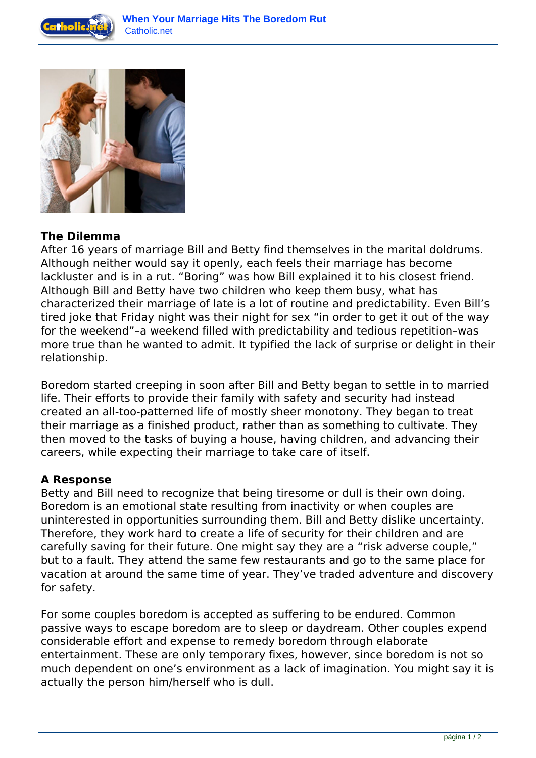### The Dilemma

After 16 years of marriage Bill and Betty find themselves in the marital doldrums. Although neither would say it openly, each feels their marriage has become lackluster and is in a rut. “Boring” was how Bill explained it to his closest friend. Although Bill and Betty have two children who keep them busy, what has characterized their marriage of late is a lot of routine and predictability. Even Bill’s tired joke that Friday night was their night for sex “in order to get it out of the way for the weekend”–a weekend filled with predictability and tedious repetition–was more true than he wanted to admit. It typified the lack of surprise or delight in their relationship.

Boredom started creeping in soon after Bill and Betty began to settle in to married life. Their efforts to provide their family with safety and security had instead created an all-too-patterned life of mostly sheer monotony. They began to treat their marriage as a finished product, rather than as something to cultivate. They then moved to the tasks of buying a house, having children, and advancing their careers, while expecting their marriage to take care of itself.

### A Response

Betty and Bill need to recognize that being tiresome or dull is their own doing. Boredom is an emotional state resulting from inactivity or when couples are uninterested in opportunities surrounding them. Bill and Betty dislike uncertainty. Therefore, they work hard to create a life of security for their children and are carefully saving for their future. One might say they are a “risk adverse couple,” but to a fault. They attend the same few restaurants and go to the same place for vacation at around the same time of year. They’ve traded adventure and discovery for safety.

For some couples boredom is accepted as suffering to be endured. Common passive ways to escape boredom are to sleep or daydream. Other couples expend considerable effort and expense to remedy boredom through elaborate entertainment. These are only temporary fixes, however, since boredom is not so much dependent on one’s environment as a lack of imagination. You might say it is actually the person him/herself who is dull.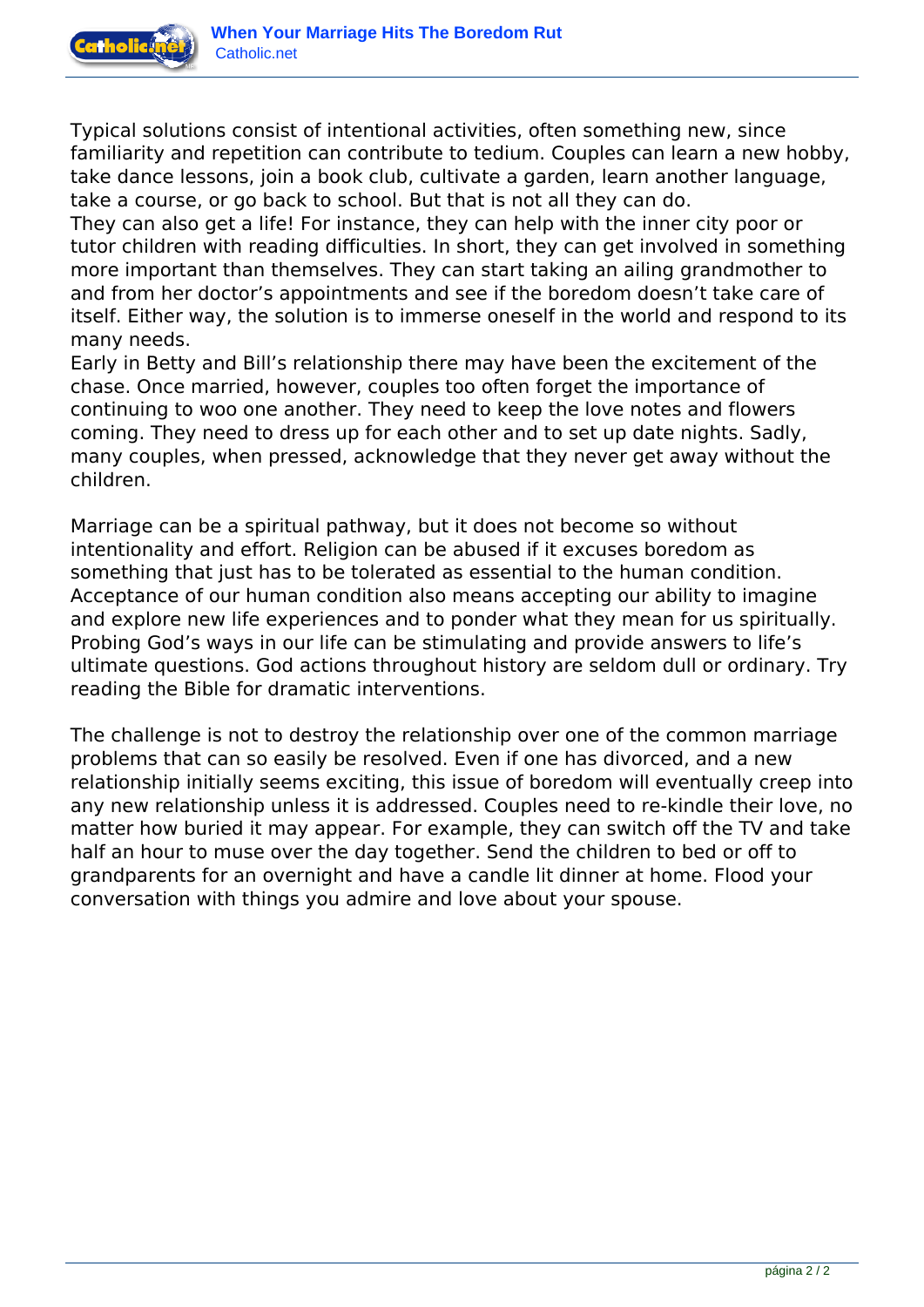Typical solutions consist of intentional activities, often something new, since familiarity and repetition can contribute to tedium. Couples can learn a new hobby, take dance lessons, join a book club, cultivate a garden, learn another language, take a course, or go back to school. But that is not all they can do.
They can also get a life! For instance, they can help with the inner city poor or tutor children with reading difficulties. In short, they can get involved in something more important than themselves. They can start taking an ailing grandmother to and from her doctor's appointments and see if the boredom doesn't take care of itself. Either way, the solution is to immerse oneself in the world and respond to its many needs.
Early in Betty and Bill's relationship there may have been the excitement of the chase. Once married, however, couples too often forget the importance of continuing to woo one another. They need to keep the love notes and flowers coming. They need to dress up for each other and to set up date nights. Sadly, many couples, when pressed, acknowledge that they never get away without the children.

Marriage can be a spiritual pathway, but it does not become so without intentionality and effort. Religion can be abused if it excuses boredom as something that just has to be tolerated as essential to the human condition. Acceptance of our human condition also means accepting our ability to imagine and explore new life experiences and to ponder what they mean for us spiritually. Probing God's ways in our life can be stimulating and provide answers to life's ultimate questions. God actions throughout history are seldom dull or ordinary. Try reading the Bible for dramatic interventions.

The challenge is not to destroy the relationship over one of the common marriage problems that can so easily be resolved. Even if one has divorced, and a new relationship initially seems exciting, this issue of boredom will eventually creep into any new relationship unless it is addressed. Couples need to re-kindle their love, no matter how buried it may appear. For example, they can switch off the TV and take half an hour to muse over the day together. Send the children to bed or off to grandparents for an overnight and have a candle lit dinner at home. Flood your conversation with things you admire and love about your spouse.